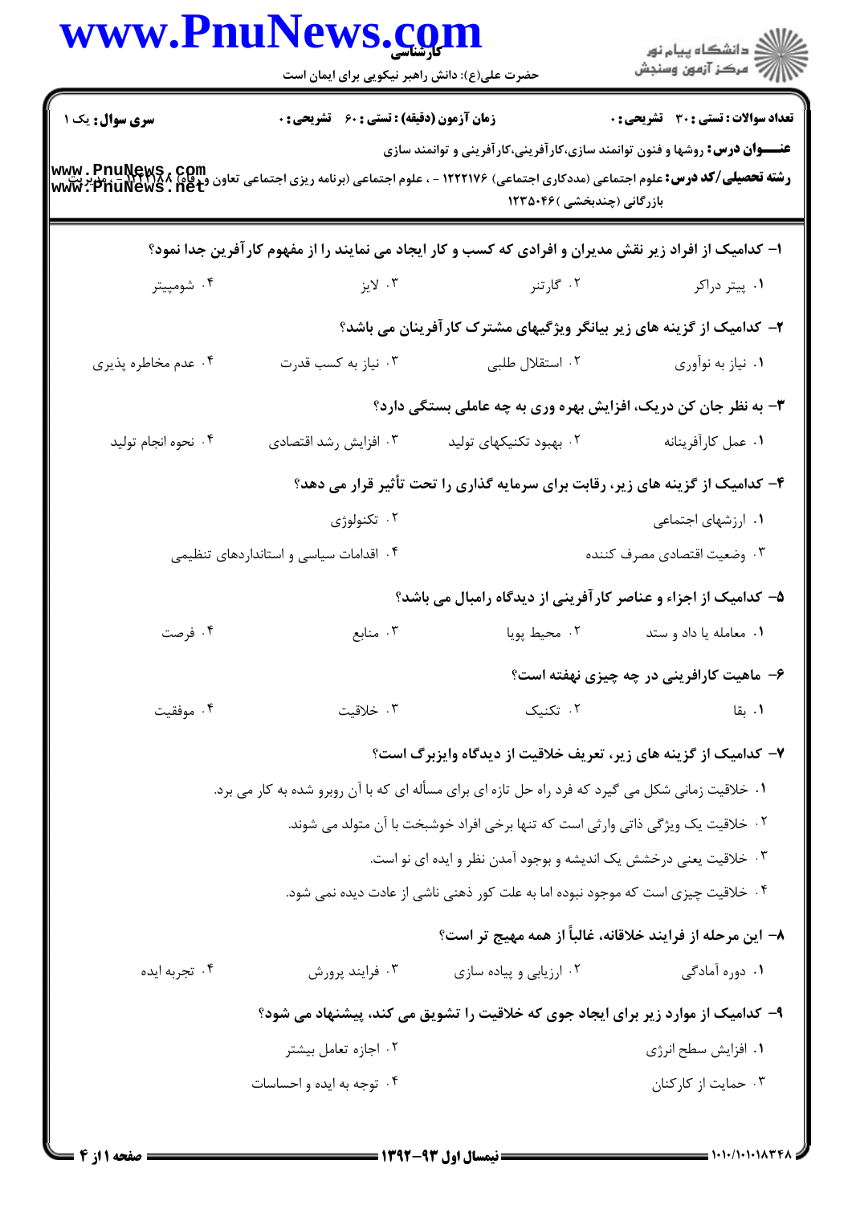www.PnuNews.com

کارشناسی

حضرت علی(ع): دانش راهبر نیکویی برای ایمان است

دانشگاه پیام نور
مرکز آزمون وسنجش

**سری سوال:** یک ۱ | **زمان آزمون (دقیقه) : تستی :** ۶۰ **تشریحی :** ۰ | **تعداد سوالات : تستی :** ۳۰ **تشریحی :** ۰

**عنـــوان درس:** روشها و فنون توانمند سازی،کارآفرینی،کارآفرینی و توانمند سازی

**رشته تحصیلی/کد درس:** علوم اجتماعی (مددکاری اجتماعی) ۱۲۲۲۱۷۶ - ، علوم اجتماعی (برنامه ریزی اجتماعی تعاون و رفاه) ۱۲۲۲۱۸۸ - ، مدیریت بازرگانی (چندبخشی )۱۲۳۵۰۴۶

**۱- کدامیک از افراد زیر نقش مدیران و افرادی که کسب و کار ایجاد می نمایند را از مفهوم کارآفرین جدا نمود؟**

۱. پیتر دراکر ۲. گارتنر ۳. لایز ۴. شومپیتر

**۲- کدامیک از گزینه های زیر بیانگر ویژگیهای مشترک کارآفرینان می باشد؟**

۱. نیاز به نوآوری ۲. استقلال طلبی ۳. نیاز به کسب قدرت ۴. عدم مخاطره پذیری

**۳- به نظر جان کن دریک، افزایش بهره وری به چه عاملی بستگی دارد؟**

۱. عمل کارآفرینانه ۲. بهبود تکنیکهای تولید ۳. افزایش رشد اقتصادی ۴. نحوه انجام تولید

**۴- کدامیک از گزینه های زیر، رقابت برای سرمایه گذاری را تحت تأثیر قرار می دهد؟**

۱. ارزشهای اجتماعی ۲. تکنولوژی
۳. وضعیت اقتصادی مصرف کننده ۴. اقدامات سیاسی و استانداردهای تنظیمی

**۵- کدامیک از اجزاء و عناصر کارآفرینی از دیدگاه رامبال می باشد؟**

۱. معامله یا داد و ستد ۲. محیط پویا ۳. منابع ۴. فرصت

**۶- ماهیت کارافرینی در چه چیزی نهفته است؟**

۱. بقا ۲. تکنیک ۳. خلاقیت ۴. موفقیت

**۷- کدامیک از گزینه های زیر، تعریف خلاقیت از دیدگاه وایزبرگ است؟**

۱. خلاقیت زمانی شکل می گیرد که فرد راه حل تازه ای برای مسأله ای که با آن روبرو شده به کار می برد.
۲. خلاقیت یک ویژگی ذاتی وارثی است که تنها برخی افراد خوشبخت با آن متولد می شوند.
۳. خلاقیت یعنی درخشش یک اندیشه و بوجود آمدن نظر و ایده ای نو است.
۴. خلاقیت چیزی است که موجود نبوده اما به علت کور ذهنی ناشی از عادت دیده نمی شود.

**۸- این مرحله از فرایند خلاقانه، غالباً از همه مهیج تر است؟**

۱. دوره آمادگی ۲. ارزیابی و پیاده سازی ۳. فرایند پرورش ۴. تجربه ایده

**۹- کدامیک از موارد زیر برای ایجاد جوی که خلاقیت را تشویق می کند، پیشنهاد می شود؟**

۱. افزایش سطح انرژی ۲. اجازه تعامل بیشتر
۳. حمایت از کارکنان ۴. توجه به ایده و احساسات

نیمسال اول ۹۳-۱۳۹۲

۱۰۱۰/۱۰۱۰۱۸۳۴۸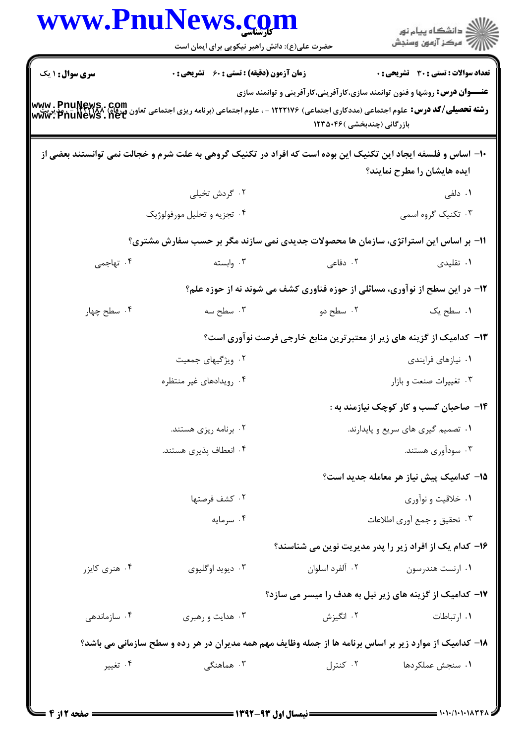**سری سوال:** ۱ یک | **زمان آزمون (دقیقه) : تستی :** ۶۰ **تشریحی :** ۰ | **تعداد سوالات : تستی :** ۳۰ **تشریحی :** ۰

**عنـــوان درس:** روشها و فنون توانمند سازی،کارآفرینی،کارآفرینی و توانمند سازی

**رشته تحصیلی/کد درس:** علوم اجتماعی (مددکاری اجتماعی) ۱۲۲۲۱۷۶ - ، علوم اجتماعی (برنامه ریزی اجتماعی تعاون ورفاه) ۱۲۲۲۱۸۸ - ، مدیریت بازرگانی (چندبخشی )۱۲۳۵۰۴۶

۱۰- اساس و فلسفه ایجاد این تکنیک این بوده است که افراد در تکنیک گروهی به علت شرم و خجالت نمی توانستند بعضی از ایده هایشان را مطرح نمایند؟

۱. دلفی

۲. گردش تخیلی

۳. تکنیک گروه اسمی

۴. تجزیه و تحلیل مورفولوژیک

۱۱- بر اساس این استراتژی، سازمان ها محصولات جدیدی نمی سازند مگر بر حسب سفارش مشتری؟

۱. تقلیدی

۲. دفاعی

۳. وابسته

۴. تهاجمی

۱۲- در این سطح از نوآوری، مسائلی از حوزه فناوری کشف می شوند نه از حوزه علم؟

۱. سطح یک

۲. سطح دو

۳. سطح سه

۴. سطح چهار

۱۳- کدامیک از گزینه های زیر از معتبرترین منابع خارجی فرصت نوآوری است؟

۱. نیازهای فرایندی

۲. ویژگیهای جمعیت

۳. تغییرات صنعت و بازار

۴. رویدادهای غیر منتظره

۱۴- صاحبان کسب و کار کوچک نیازمند به :

۱. تصمیم گیری های سریع و پایدارند.

۲. برنامه ریزی هستند.

۳. سودآوری هستند.

۴. انعطاف پذیری هستند.

۱۵- کدامیک پیش نیاز هر معامله جدید است؟

۱. خلاقیت و نوآوری

۲. کشف فرصتها

۳. تحقیق و جمع آوری اطلاعات

۴. سرمایه

۱۶- کدام یک از افراد زیر را پدر مدیریت نوین می شناسند؟

۱. ارنست هندرسون

۲. آلفرد اسلوان

۳. دیوید اوگلیوی

۴. هنری کایزر

۱۷- کدامیک از گزینه های زیر نیل به هدف را میسر می سازد؟

۱. ارتباطات

۲. انگیزش

۳. هدایت و رهبری

۴. سازماندهی

۱۸- کدامیک از موارد زیر بر اساس برنامه ها از جمله وظایف مهم همه مدیران در هر رده و سطح سازمانی می باشد؟

۱. سنجش عملکردها

۲. کنترل

۳. هماهنگی

۴. تغییر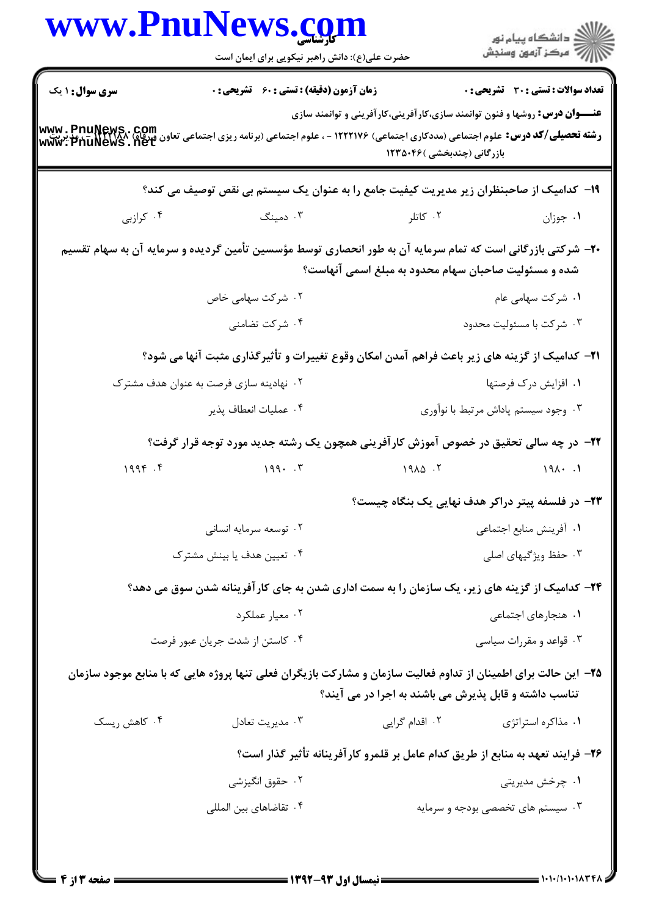**سری سوال:** ۱ یک

**زمان آزمون (دقیقه) : تستی : ۶۰ تشریحی : ۰**

**تعداد سوالات : تستی : ۳۰ تشریحی : ۰**

**عنـــوان درس:** روشها و فنون توانمند سازی،کارآفرینی،کارآفرینی و توانمند سازی

**رشته تحصیلی/کد درس:** علوم اجتماعی (مددکاری اجتماعی) ۱۲۲۲۱۷۶ - ، علوم اجتماعی (برنامه ریزی اجتماعی تعاون ورفاه) ۱۲۲۲۱۸۸ - ، مدیریت بازرگانی (چندبخشی )۱۲۳۵۰۴۶

۱۹- کدامیک از صاحبنظران زیر مدیریت کیفیت جامع را به عنوان یک سیستم بی نقص توصیف می کند؟

۱. جوزان
۲. کاتلر
۳. دمینگ
۴. کرازبی

۲۰- شرکتی بازرگانی است که تمام سرمایه آن به طور انحصاری توسط مؤسسین تأمین گردیده و سرمایه آن به سهام تقسیم شده و مسئولیت صاحبان سهام محدود به مبلغ اسمی آنهاست؟

۱. شرکت سهامی عام
۲. شرکت سهامی خاص
۳. شرکت با مسئولیت محدود
۴. شرکت تضامنی

۲۱- کدامیک از گزینه های زیر باعث فراهم آمدن امکان وقوع تغییرات و تأثیرگذاری مثبت آنها می شود؟

۱. افزایش درک فرصتها
۲. نهادینه سازی فرصت به عنوان هدف مشترک
۳. وجود سیستم پاداش مرتبط با نوآوری
۴. عملیات انعطاف پذیر

۲۲- در چه سالی تحقیق در خصوص آموزش کارآفرینی همچون یک رشته جدید مورد توجه قرار گرفت؟

۱. ۱۹۸۰
۲. ۱۹۸۵
۳. ۱۹۹۰
۴. ۱۹۹۴

۲۳- در فلسفه پیتر دراکر هدف نهایی یک بنگاه چیست؟

۱. آفرینش منابع اجتماعی
۲. توسعه سرمایه انسانی
۳. حفظ ویژگیهای اصلی
۴. تعیین هدف یا بینش مشترک

۲۴- کدامیک از گزینه های زیر، یک سازمان را به سمت اداری شدن به جای کارآفرینانه شدن سوق می دهد؟

۱. هنجارهای اجتماعی
۲. معیار عملکرد
۳. قواعد و مقررات سیاسی
۴. کاستن از شدت جریان عبور فرصت

۲۵- این حالت برای اطمینان از تداوم فعالیت سازمان و مشارکت بازیگران فعلی تنها پروژه هایی که با منابع موجود سازمان تناسب داشته و قابل پذیرش می باشند به اجرا در می آیند؟

۱. مذاکره استراتژی
۲. اقدام گرایی
۳. مدیریت تعادل
۴. کاهش ریسک

۲۶- فرایند تعهد به منابع از طریق کدام عامل بر قلمرو کارآفرینانه تأثیر گذار است؟

۱. چرخش مدیریتی
۲. حقوق انگیزشی
۳. سیستم های تخصصی بودجه و سرمایه
۴. تقاضاهای بین المللی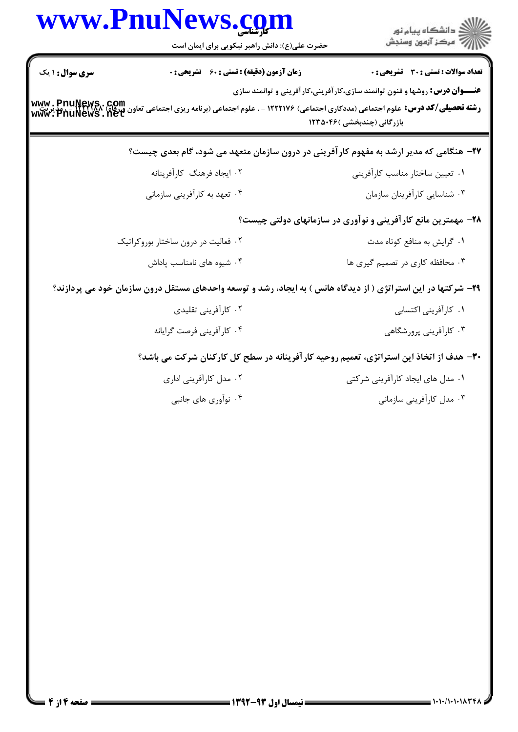**تعداد سوالات : تستی : ۳۰ تشریحی : ۰** | **زمان آزمون (دقیقه) : تستی : ۶۰ تشریحی : ۰** | **سری سوال : ۱ یک**

**عنـــوان درس:** روشها و فنون توانمند سازی،کارآفرینی،کارآفرینی و توانمند سازی

**رشته تحصیلی/کد درس:** علوم اجتماعی (مددکاری اجتماعی) ۱۲۲۲۱۷۶ - ، علوم اجتماعی (برنامه ریزی اجتماعی تعاون ورفاه) ۱۲۲۲۱۸۸ - ، مدیریت بازرگانی (چندبخشی )۱۲۳۵۰۴۶

**۲۷- هنگامی که مدیر ارشد به مفهوم کارآفرینی در درون سازمان متعهد می شود، گام بعدی چیست؟**

۱. تعیین ساختار مناسب کارآفرینی
۲. ایجاد فرهنگ کارآفرینانه
۳. شناسایی کارآفرینان سازمان
۴. تعهد به کارآفرینی سازمانی

**۲۸- مهمترین مانع کارآفرینی و نوآوری در سازمانهای دولتی چیست؟**

۱. گرایش به منافع کوتاه مدت
۲. فعالیت در درون ساختار بوروکراتیک
۳. محافظه کاری در تصمیم گیری ها
۴. شیوه های نامناسب پاداش

**۲۹- شرکتها در این استراتژی ( از دیدگاه هانس ) به ایجاد، رشد و توسعه واحدهای مستقل درون سازمان خود می پردازند؟**

۱. کارآفرینی اکتسابی
۲. کارآفرینی تقلیدی
۳. کارآفرینی پرورشگاهی
۴. کارآفرینی فرصت گرایانه

**۳۰- هدف از اتخاذ این استراتژی، تعمیم روحیه کارآفرینانه در سطح کل کارکنان شرکت می باشد؟**

۱. مدل های ایجاد کارآفرینی شرکتی
۲. مدل کارآفرینی اداری
۳. مدل کارآفرینی سازمانی
۴. نوآوری های جانبی